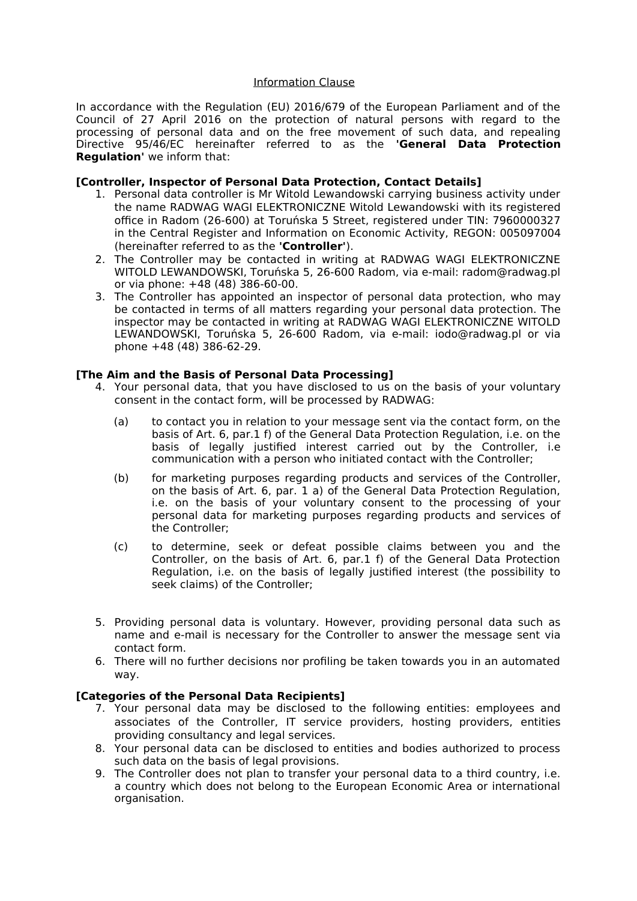# Information Clause

In accordance with the Regulation (EU) 2016/679 of the European Parliament and of the Council of 27 April 2016 on the protection of natural persons with regard to the processing of personal data and on the free movement of such data, and repealing Directive 95/46/EC hereinafter referred to as the **'General Data Protection Regulation'** we inform that:

**[Controller, Inspector of Personal Data Protection, Contact Details]**

1. Personal data controller is Mr Witold Lewandowski carrying business activity under the name RADWAG WAGI ELEKTRONICZNE Witold Lewandowski with its registered office in Radom (26-600) at Toruńska 5 Street, registered under TIN: 7960000327 in the Central Register and Information on Economic Activity, REGON: 005097004 (hereinafter referred to as the **'Controller'**).
2. The Controller may be contacted in writing at RADWAG WAGI ELEKTRONICZNE WITOLD LEWANDOWSKI, Toruńska 5, 26-600 Radom, via e-mail: radom@radwag.pl or via phone: +48 (48) 386-60-00.
3. The Controller has appointed an inspector of personal data protection, who may be contacted in terms of all matters regarding your personal data protection. The inspector may be contacted in writing at RADWAG WAGI ELEKTRONICZNE WITOLD LEWANDOWSKI, Toruńska 5, 26-600 Radom, via e-mail: iodo@radwag.pl or via phone +48 (48) 386-62-29.

**[The Aim and the Basis of Personal Data Processing]**

4. Your personal data, that you have disclosed to us on the basis of your voluntary consent in the contact form, will be processed by RADWAG:

   (a) to contact you in relation to your message sent via the contact form, on the basis of Art. 6, par.1 f) of the General Data Protection Regulation, i.e. on the basis of legally justified interest carried out by the Controller, i.e communication with a person who initiated contact with the Controller;

   (b) for marketing purposes regarding products and services of the Controller, on the basis of Art. 6, par. 1 a) of the General Data Protection Regulation, i.e. on the basis of your voluntary consent to the processing of your personal data for marketing purposes regarding products and services of the Controller;

   (c) to determine, seek or defeat possible claims between you and the Controller, on the basis of Art. 6, par.1 f) of the General Data Protection Regulation, i.e. on the basis of legally justified interest (the possibility to seek claims) of the Controller;

5. Providing personal data is voluntary. However, providing personal data such as name and e-mail is necessary for the Controller to answer the message sent via contact form.
6. There will no further decisions nor profiling be taken towards you in an automated way.

**[Categories of the Personal Data Recipients]**

7. Your personal data may be disclosed to the following entities: employees and associates of the Controller, IT service providers, hosting providers, entities providing consultancy and legal services.
8. Your personal data can be disclosed to entities and bodies authorized to process such data on the basis of legal provisions.
9. The Controller does not plan to transfer your personal data to a third country, i.e. a country which does not belong to the European Economic Area or international organisation.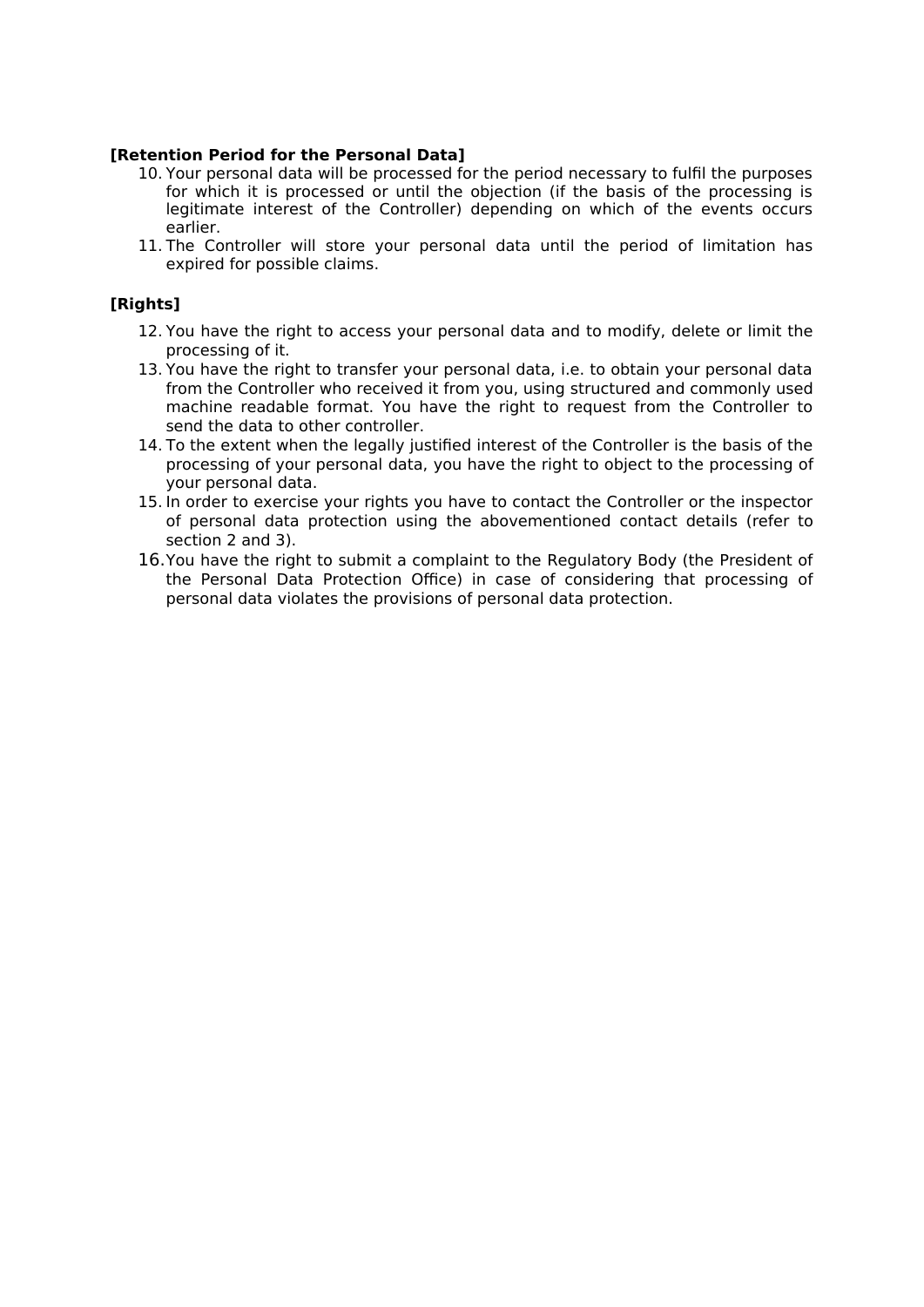**[Retention Period for the Personal Data]**

10. Your personal data will be processed for the period necessary to fulfil the purposes for which it is processed or until the objection (if the basis of the processing is legitimate interest of the Controller) depending on which of the events occurs earlier.
11. The Controller will store your personal data until the period of limitation has expired for possible claims.

**[Rights]**

12. You have the right to access your personal data and to modify, delete or limit the processing of it.
13. You have the right to transfer your personal data, i.e. to obtain your personal data from the Controller who received it from you, using structured and commonly used machine readable format. You have the right to request from the Controller to send the data to other controller.
14. To the extent when the legally justified interest of the Controller is the basis of the processing of your personal data, you have the right to object to the processing of your personal data.
15. In order to exercise your rights you have to contact the Controller or the inspector of personal data protection using the abovementioned contact details (refer to section 2 and 3).
16. You have the right to submit a complaint to the Regulatory Body (the President of the Personal Data Protection Office) in case of considering that processing of personal data violates the provisions of personal data protection.